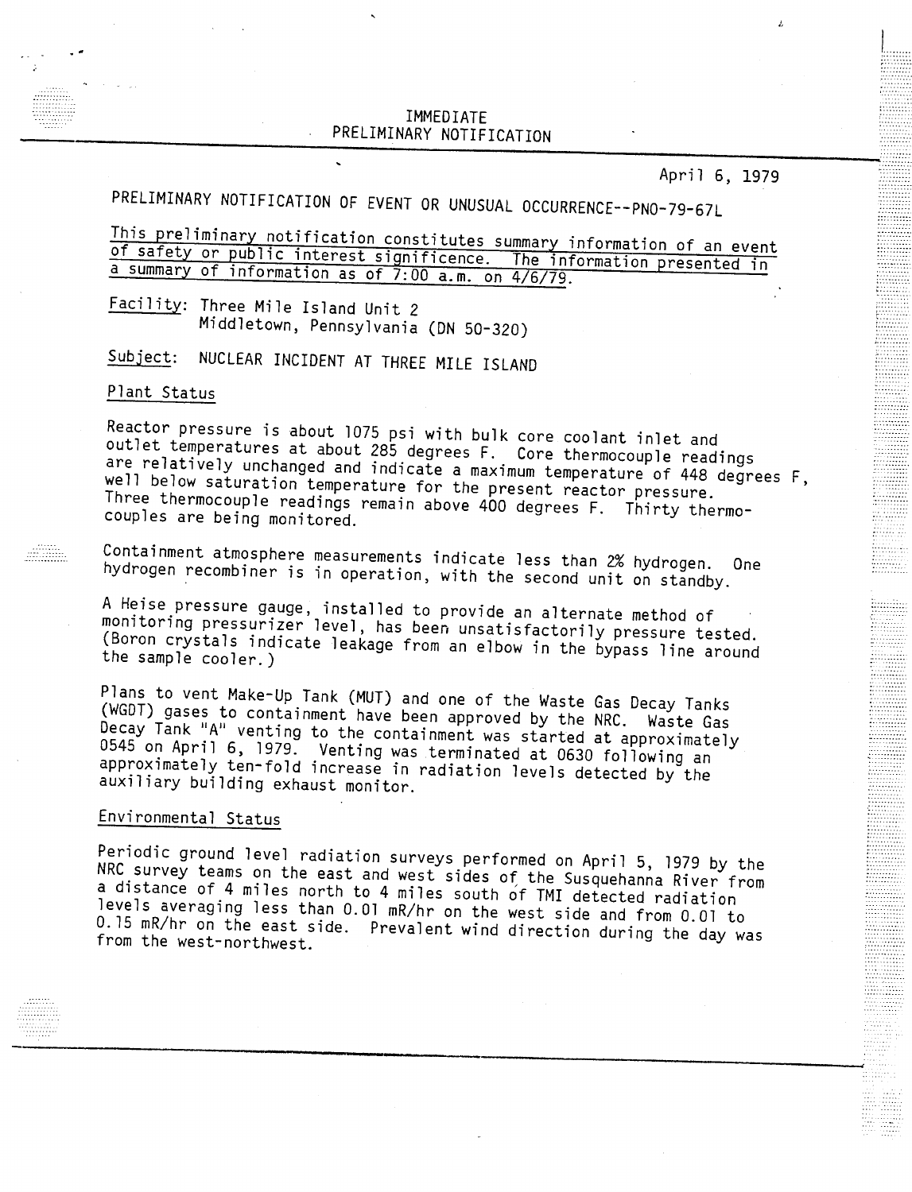# IMMEDIATE
# PRELIMINARY NOTIFICATION

April 6, 1979

PRELIMINARY NOTIFICATION OF EVENT OR UNUSUAL OCCURRENCE--PNO-79-67L

This preliminary notification constitutes summary information of an event of safety or public interest significence. The information presented in a summary of information as of 7:00 a.m. on 4/6/79.

Facility: Three Mile Island Unit 2
Middletown, Pennsylvania (DN 50-320)

Subject: NUCLEAR INCIDENT AT THREE MILE ISLAND

## Plant Status

Reactor pressure is about 1075 psi with bulk core coolant inlet and outlet temperatures at about 285 degrees F. Core thermocouple readings are relatively unchanged and indicate a maximum temperature of 448 degrees F, well below saturation temperature for the present reactor pressure. Three thermocouple readings remain above 400 degrees F. Thirty thermocouples are being monitored.

Containment atmosphere measurements indicate less than 2% hydrogen. One hydrogen recombiner is in operation, with the second unit on standby.

A Heise pressure gauge, installed to provide an alternate method of monitoring pressurizer level, has been unsatisfactorily pressure tested. (Boron crystals indicate leakage from an elbow in the bypass line around the sample cooler.)

Plans to vent Make-Up Tank (MUT) and one of the Waste Gas Decay Tanks (WGDT) gases to containment have been approved by the NRC. Waste Gas Decay Tank "A" venting to the containment was started at approximately 0545 on April 6, 1979. Venting was terminated at 0630 following an approximately ten-fold increase in radiation levels detected by the auxiliary building exhaust monitor.

## Environmental Status

Periodic ground level radiation surveys performed on April 5, 1979 by the NRC survey teams on the east and west sides of the Susquehanna River from a distance of 4 miles north to 4 miles south of TMI detected radiation levels averaging less than 0.01 mR/hr on the west side and from 0.01 to 0.15 mR/hr on the east side. Prevalent wind direction during the day was from the west-northwest.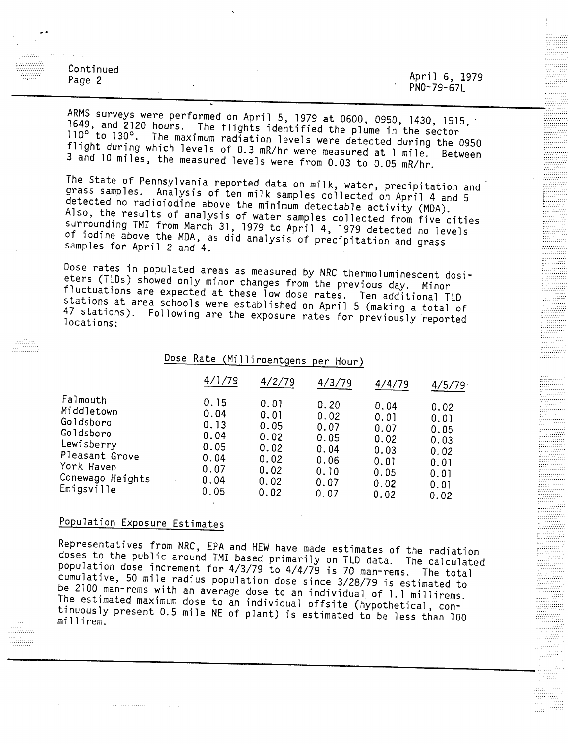ARMS surveys were performed on April 5, 1979 at 0600, 0950, 1430, 1515, 1649, and 2120 hours. The flights identified the plume in the sector 110° to 130°. The maximum radiation levels were detected during the 0950 flight during which levels of 0.3 mR/hr were measured at 1 mile. Between 3 and 10 miles, the measured levels were from 0.03 to 0.05 mR/hr.

The State of Pennsylvania reported data on milk, water, precipitation and grass samples. Analysis of ten milk samples collected on April 4 and 5 detected no radioiodine above the minimum detectable activity (MDA). Also, the results of analysis of water samples collected from five cities surrounding TMI from March 31, 1979 to April 4, 1979 detected no levels of iodine above the MDA, as did analysis of precipitation and grass samples for April 2 and 4.

Dose rates in populated areas as measured by NRC thermoluminescent dosieters (TLDs) showed only minor changes from the previous day. Minor fluctuations are expected at these low dose rates. Ten additional TLD stations at area schools were established on April 5 (making a total of 47 stations). Following are the exposure rates for previously reported locations:

Dose Rate (Milliroentgens per Hour)

| | 4/1/79 | 4/2/79 | 4/3/79 | 4/4/79 | 4/5/79 |
|---|---|---|---|---|---|
| Falmouth | 0.15 | 0.01 | 0.20 | 0.04 | 0.02 |
| Middletown | 0.04 | 0.01 | 0.02 | 0.01 | 0.01 |
| Goldsboro | 0.13 | 0.05 | 0.07 | 0.07 | 0.05 |
| Goldsboro | 0.04 | 0.02 | 0.05 | 0.02 | 0.03 |
| Lewisberry | 0.05 | 0.02 | 0.04 | 0.03 | 0.02 |
| Pleasant Grove | 0.04 | 0.02 | 0.06 | 0.01 | 0.01 |
| York Haven | 0.07 | 0.02 | 0.10 | 0.05 | 0.01 |
| Conewago Heights | 0.04 | 0.02 | 0.07 | 0.02 | 0.01 |
| Emigsville | 0.05 | 0.02 | 0.07 | 0.02 | 0.02 |

## Population Exposure Estimates

Representatives from NRC, EPA and HEW have made estimates of the radiation doses to the public around TMI based primarily on TLD data. The calculated population dose increment for 4/3/79 to 4/4/79 is 70 man-rems. The total cumulative, 50 mile radius population dose since 3/28/79 is estimated to be 2100 man-rems with an average dose to an individual of 1.1 millirems. The estimated maximum dose to an individual offsite (hypothetical, continuously present 0.5 mile NE of plant) is estimated to be less than 100 millirem.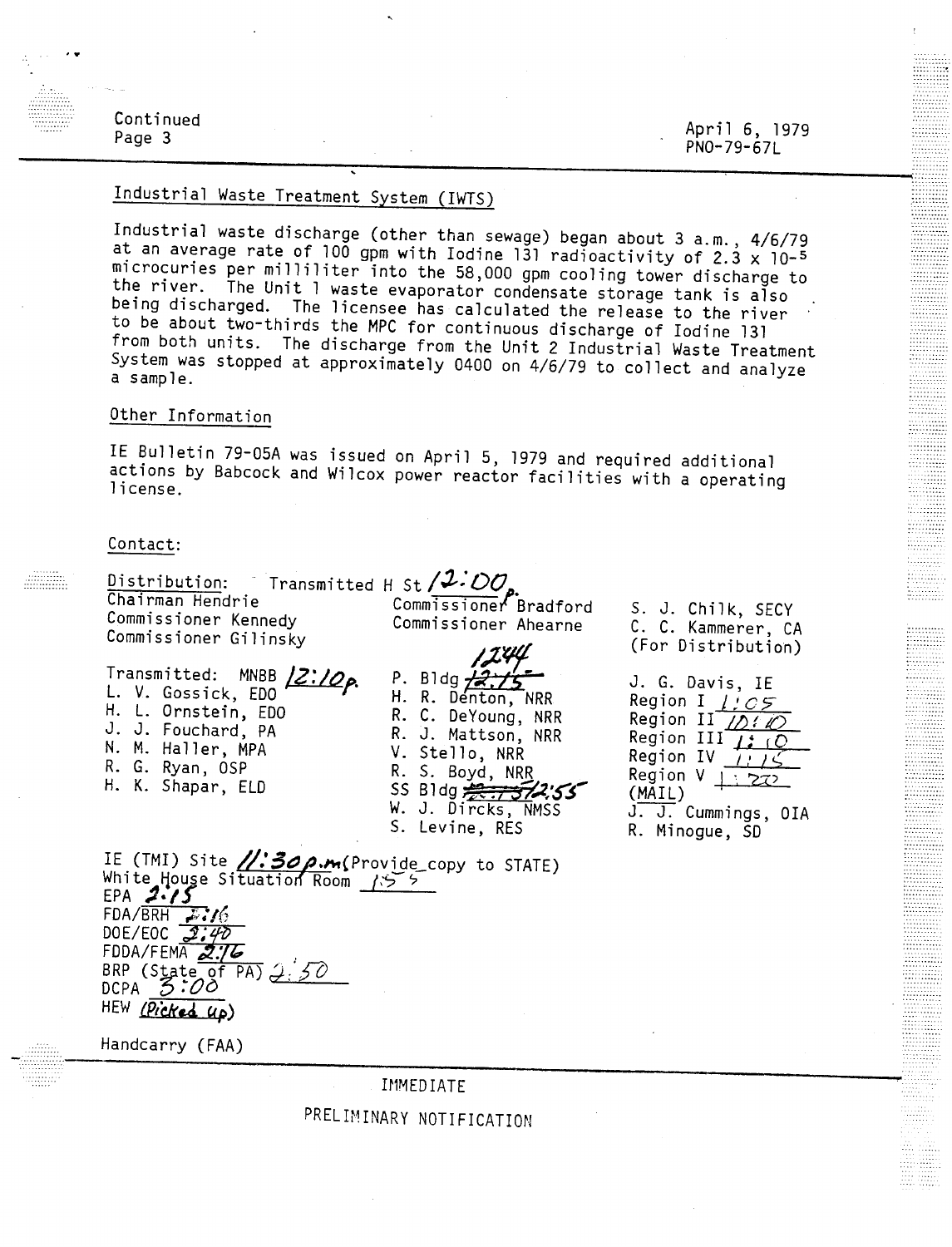Continued
Page 3

April 6, 1979
PNO-79-67L

## Industrial Waste Treatment System (IWTS)

Industrial waste discharge (other than sewage) began about 3 a.m., 4/6/79 at an average rate of 100 gpm with Iodine 131 radioactivity of $2.3 \times 10^{-5}$ microcuries per milliliter into the 58,000 gpm cooling tower discharge to the river. The Unit 1 waste evaporator condensate storage tank is also being discharged. The licensee has calculated the release to the river to be about two-thirds the MPC for continuous discharge of Iodine 131 from both units. The discharge from the Unit 2 Industrial Waste Treatment System was stopped at approximately 0400 on 4/6/79 to collect and analyze a sample.

## Other Information

IE Bulletin 79-05A was issued on April 5, 1979 and required additional actions by Babcock and Wilcox power reactor facilities with a operating license.

Contact:

Distribution: Transmitted H St 12:00 p.

Chairman Hendrie
Commissioner Kennedy
Commissioner Gilinsky
Commissioner Bradford
Commissioner Ahearne
S. J. Chilk, SECY
C. C. Kammerer, CA
(For Distribution)

Transmitted: MNBB 12:10 p.
L. V. Gossick, EDO
H. L. Ornstein, EDO
J. J. Fouchard, PA
N. M. Haller, MPA
R. G. Ryan, OSP
H. K. Shapar, ELD

P. Bldg ~~12:15~~ 1244
H. R. Denton, NRR
R. C. DeYoung, NRR
R. J. Mattson, NRR
V. Stello, NRR
R. S. Boyd, NRR
SS Bldg ~~12:15~~ 12:55
W. J. Dircks, NMSS
S. Levine, RES

J. G. Davis, IE
Region I 1:05
Region II 10:10
Region III 1:10
Region IV 1:15
Region V 1:20
(MAIL)
J. J. Cummings, OIA
R. Minogue, SD

IE (TMI) Site 11:30 p.m. (Provide copy to STATE)
White House Situation Room 1:55
EPA 2:15
FDA/BRH 2:16
DOE/EOC 2:40
FDDA/FEMA 2:16
BRP (State of PA) 2:50
DCPA 3:00
HEW (Picked up)

Handcarry (FAA)

IMMEDIATE

PRELIMINARY NOTIFICATION